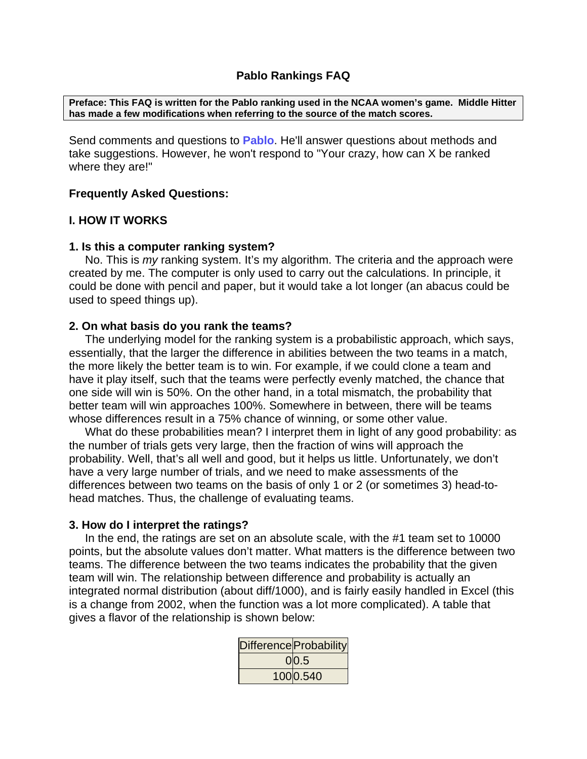# Pablo Rankings FAQ

**Preface: This FAQ is written for the Pablo ranking used in the NCAA women's game. Middle Hitter has made a few modifications when referring to the source of the match scores.**

Send comments and questions to **Pablo**. He'll answer questions about methods and take suggestions. However, he won't respond to "Your crazy, how can X be ranked where they are!"

**Frequently Asked Questions:**

## I. HOW IT WORKS

### 1. Is this a computer ranking system?

No. This is *my* ranking system. It's my algorithm. The criteria and the approach were created by me. The computer is only used to carry out the calculations. In principle, it could be done with pencil and paper, but it would take a lot longer (an abacus could be used to speed things up).

### 2. On what basis do you rank the teams?

The underlying model for the ranking system is a probabilistic approach, which says, essentially, that the larger the difference in abilities between the two teams in a match, the more likely the better team is to win. For example, if we could clone a team and have it play itself, such that the teams were perfectly evenly matched, the chance that one side will win is 50%. On the other hand, in a total mismatch, the probability that better team will win approaches 100%. Somewhere in between, there will be teams whose differences result in a 75% chance of winning, or some other value.

What do these probabilities mean? I interpret them in light of any good probability: as the number of trials gets very large, then the fraction of wins will approach the probability. Well, that's all well and good, but it helps us little. Unfortunately, we don't have a very large number of trials, and we need to make assessments of the differences between two teams on the basis of only 1 or 2 (or sometimes 3) head-to-head matches. Thus, the challenge of evaluating teams.

### 3. How do I interpret the ratings?

In the end, the ratings are set on an absolute scale, with the #1 team set to 10000 points, but the absolute values don't matter. What matters is the difference between two teams. The difference between the two teams indicates the probability that the given team will win. The relationship between difference and probability is actually an integrated normal distribution (about diff/1000), and is fairly easily handled in Excel (this is a change from 2002, when the function was a lot more complicated). A table that gives a flavor of the relationship is shown below:

| Difference | Probability |
|---|---|
| 0 | 0.5 |
| 100 | 0.540 |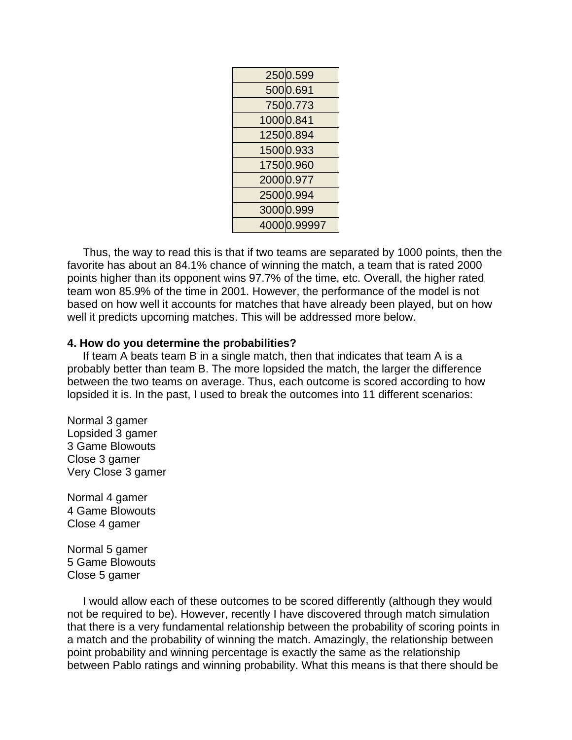| | |
|---|---|
| 250 | 0.599 |
| 500 | 0.691 |
| 750 | 0.773 |
| 1000 | 0.841 |
| 1250 | 0.894 |
| 1500 | 0.933 |
| 1750 | 0.960 |
| 2000 | 0.977 |
| 2500 | 0.994 |
| 3000 | 0.999 |
| 4000 | 0.99997 |

Thus, the way to read this is that if two teams are separated by 1000 points, then the favorite has about an 84.1% chance of winning the match, a team that is rated 2000 points higher than its opponent wins 97.7% of the time, etc. Overall, the higher rated team won 85.9% of the time in 2001. However, the performance of the model is not based on how well it accounts for matches that have already been played, but on how well it predicts upcoming matches. This will be addressed more below.

**4. How do you determine the probabilities?**

If team A beats team B in a single match, then that indicates that team A is a probably better than team B. The more lopsided the match, the larger the difference between the two teams on average. Thus, each outcome is scored according to how lopsided it is. In the past, I used to break the outcomes into 11 different scenarios:

Normal 3 gamer
Lopsided 3 gamer
3 Game Blowouts
Close 3 gamer
Very Close 3 gamer

Normal 4 gamer
4 Game Blowouts
Close 4 gamer

Normal 5 gamer
5 Game Blowouts
Close 5 gamer

I would allow each of these outcomes to be scored differently (although they would not be required to be). However, recently I have discovered through match simulation that there is a very fundamental relationship between the probability of scoring points in a match and the probability of winning the match. Amazingly, the relationship between point probability and winning percentage is exactly the same as the relationship between Pablo ratings and winning probability. What this means is that there should be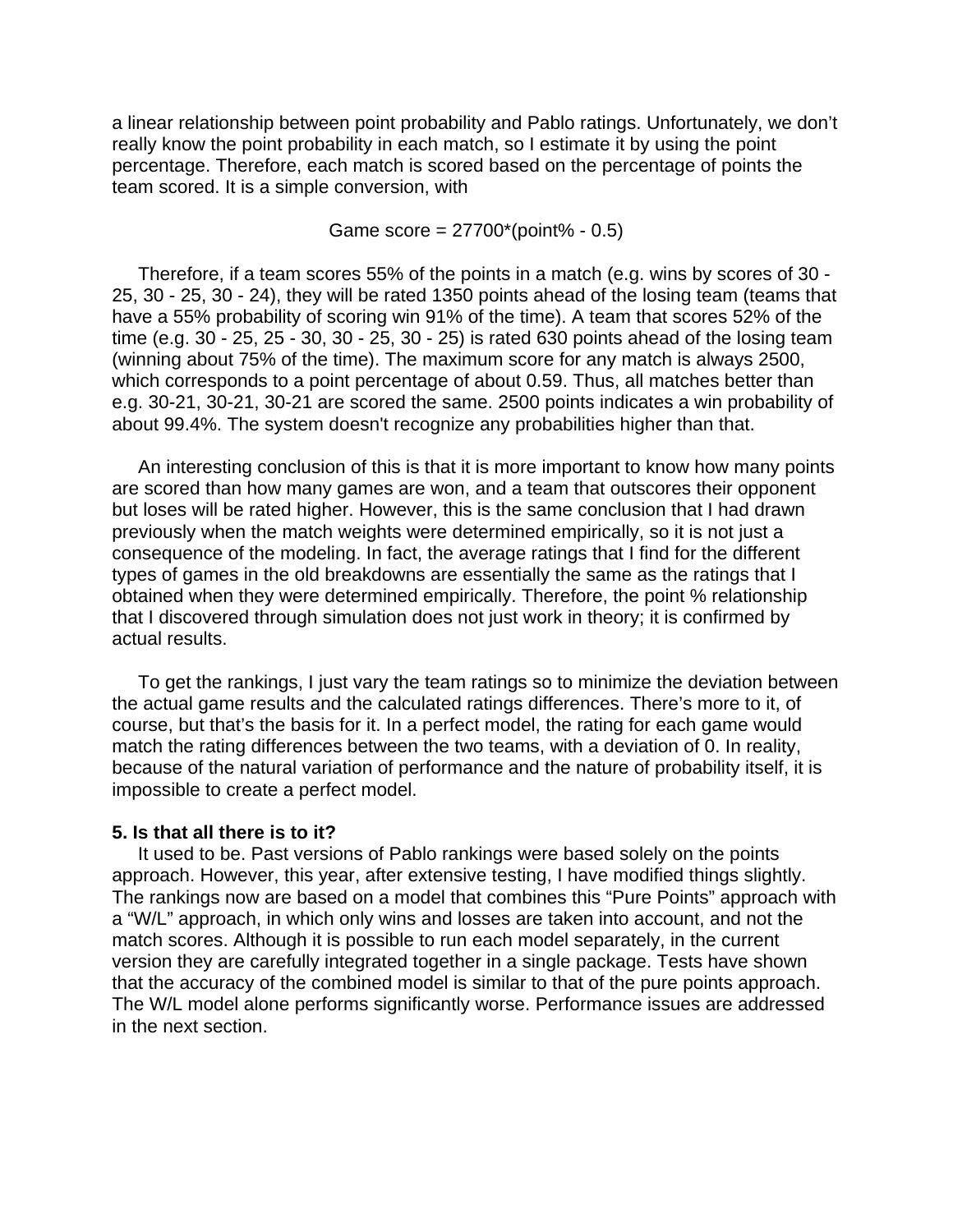a linear relationship between point probability and Pablo ratings. Unfortunately, we don't really know the point probability in each match, so I estimate it by using the point percentage. Therefore, each match is scored based on the percentage of points the team scored. It is a simple conversion, with

$$\text{Game score} = 27700*(\text{point\%} - 0.5)$$

Therefore, if a team scores 55% of the points in a match (e.g. wins by scores of 30 - 25, 30 - 25, 30 - 24), they will be rated 1350 points ahead of the losing team (teams that have a 55% probability of scoring win 91% of the time). A team that scores 52% of the time (e.g. 30 - 25, 25 - 30, 30 - 25, 30 - 25) is rated 630 points ahead of the losing team (winning about 75% of the time). The maximum score for any match is always 2500, which corresponds to a point percentage of about 0.59. Thus, all matches better than e.g. 30-21, 30-21, 30-21 are scored the same. 2500 points indicates a win probability of about 99.4%. The system doesn't recognize any probabilities higher than that.

An interesting conclusion of this is that it is more important to know how many points are scored than how many games are won, and a team that outscores their opponent but loses will be rated higher. However, this is the same conclusion that I had drawn previously when the match weights were determined empirically, so it is not just a consequence of the modeling. In fact, the average ratings that I find for the different types of games in the old breakdowns are essentially the same as the ratings that I obtained when they were determined empirically. Therefore, the point % relationship that I discovered through simulation does not just work in theory; it is confirmed by actual results.

To get the rankings, I just vary the team ratings so to minimize the deviation between the actual game results and the calculated ratings differences. There's more to it, of course, but that's the basis for it. In a perfect model, the rating for each game would match the rating differences between the two teams, with a deviation of 0. In reality, because of the natural variation of performance and the nature of probability itself, it is impossible to create a perfect model.

**5. Is that all there is to it?**

It used to be. Past versions of Pablo rankings were based solely on the points approach. However, this year, after extensive testing, I have modified things slightly. The rankings now are based on a model that combines this "Pure Points" approach with a "W/L" approach, in which only wins and losses are taken into account, and not the match scores. Although it is possible to run each model separately, in the current version they are carefully integrated together in a single package. Tests have shown that the accuracy of the combined model is similar to that of the pure points approach. The W/L model alone performs significantly worse. Performance issues are addressed in the next section.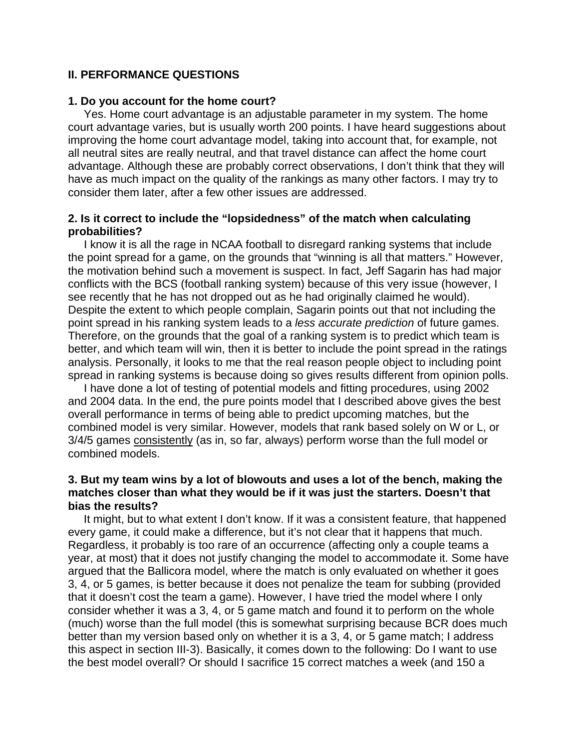## II. PERFORMANCE QUESTIONS

### 1. Do you account for the home court?

Yes. Home court advantage is an adjustable parameter in my system. The home court advantage varies, but is usually worth 200 points. I have heard suggestions about improving the home court advantage model, taking into account that, for example, not all neutral sites are really neutral, and that travel distance can affect the home court advantage. Although these are probably correct observations, I don't think that they will have as much impact on the quality of the rankings as many other factors. I may try to consider them later, after a few other issues are addressed.

### 2. Is it correct to include the "lopsidedness" of the match when calculating probabilities?

I know it is all the rage in NCAA football to disregard ranking systems that include the point spread for a game, on the grounds that "winning is all that matters." However, the motivation behind such a movement is suspect. In fact, Jeff Sagarin has had major conflicts with the BCS (football ranking system) because of this very issue (however, I see recently that he has not dropped out as he had originally claimed he would). Despite the extent to which people complain, Sagarin points out that not including the point spread in his ranking system leads to a *less accurate prediction* of future games. Therefore, on the grounds that the goal of a ranking system is to predict which team is better, and which team will win, then it is better to include the point spread in the ratings analysis. Personally, it looks to me that the real reason people object to including point spread in ranking systems is because doing so gives results different from opinion polls.

I have done a lot of testing of potential models and fitting procedures, using 2002 and 2004 data. In the end, the pure points model that I described above gives the best overall performance in terms of being able to predict upcoming matches, but the combined model is very similar. However, models that rank based solely on W or L, or 3/4/5 games consistently (as in, so far, always) perform worse than the full model or combined models.

### 3. But my team wins by a lot of blowouts and uses a lot of the bench, making the matches closer than what they would be if it was just the starters. Doesn't that bias the results?

It might, but to what extent I don't know. If it was a consistent feature, that happened every game, it could make a difference, but it's not clear that it happens that much. Regardless, it probably is too rare of an occurrence (affecting only a couple teams a year, at most) that it does not justify changing the model to accommodate it. Some have argued that the Ballicora model, where the match is only evaluated on whether it goes 3, 4, or 5 games, is better because it does not penalize the team for subbing (provided that it doesn't cost the team a game). However, I have tried the model where I only consider whether it was a 3, 4, or 5 game match and found it to perform on the whole (much) worse than the full model (this is somewhat surprising because BCR does much better than my version based only on whether it is a 3, 4, or 5 game match; I address this aspect in section III-3). Basically, it comes down to the following: Do I want to use the best model overall? Or should I sacrifice 15 correct matches a week (and 150 a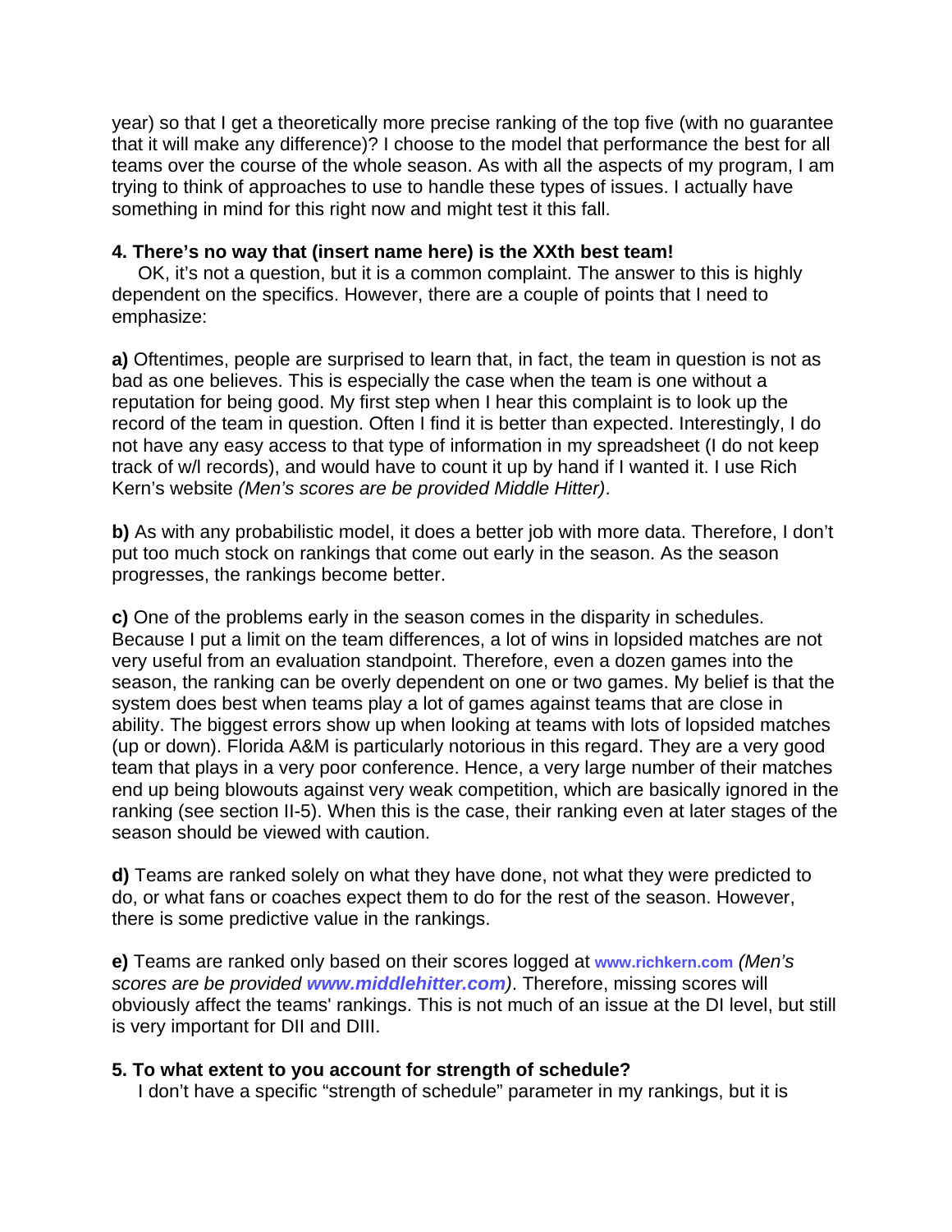year) so that I get a theoretically more precise ranking of the top five (with no guarantee that it will make any difference)? I choose to the model that performance the best for all teams over the course of the whole season. As with all the aspects of my program, I am trying to think of approaches to use to handle these types of issues. I actually have something in mind for this right now and might test it this fall.

**4. There's no way that (insert name here) is the XXth best team!**

OK, it's not a question, but it is a common complaint. The answer to this is highly dependent on the specifics. However, there are a couple of points that I need to emphasize:

**a)** Oftentimes, people are surprised to learn that, in fact, the team in question is not as bad as one believes. This is especially the case when the team is one without a reputation for being good. My first step when I hear this complaint is to look up the record of the team in question. Often I find it is better than expected. Interestingly, I do not have any easy access to that type of information in my spreadsheet (I do not keep track of w/l records), and would have to count it up by hand if I wanted it. I use Rich Kern's website *(Men's scores are be provided Middle Hitter)*.

**b)** As with any probabilistic model, it does a better job with more data. Therefore, I don't put too much stock on rankings that come out early in the season. As the season progresses, the rankings become better.

**c)** One of the problems early in the season comes in the disparity in schedules. Because I put a limit on the team differences, a lot of wins in lopsided matches are not very useful from an evaluation standpoint. Therefore, even a dozen games into the season, the ranking can be overly dependent on one or two games. My belief is that the system does best when teams play a lot of games against teams that are close in ability. The biggest errors show up when looking at teams with lots of lopsided matches (up or down). Florida A&M is particularly notorious in this regard. They are a very good team that plays in a very poor conference. Hence, a very large number of their matches end up being blowouts against very weak competition, which are basically ignored in the ranking (see section II-5). When this is the case, their ranking even at later stages of the season should be viewed with caution.

**d)** Teams are ranked solely on what they have done, not what they were predicted to do, or what fans or coaches expect them to do for the rest of the season. However, there is some predictive value in the rankings.

**e)** Teams are ranked only based on their scores logged at www.richkern.com *(Men's scores are be provided* ***www.middlehitter.com****)*. Therefore, missing scores will obviously affect the teams' rankings. This is not much of an issue at the DI level, but still is very important for DII and DIII.

**5. To what extent to you account for strength of schedule?**

I don't have a specific "strength of schedule" parameter in my rankings, but it is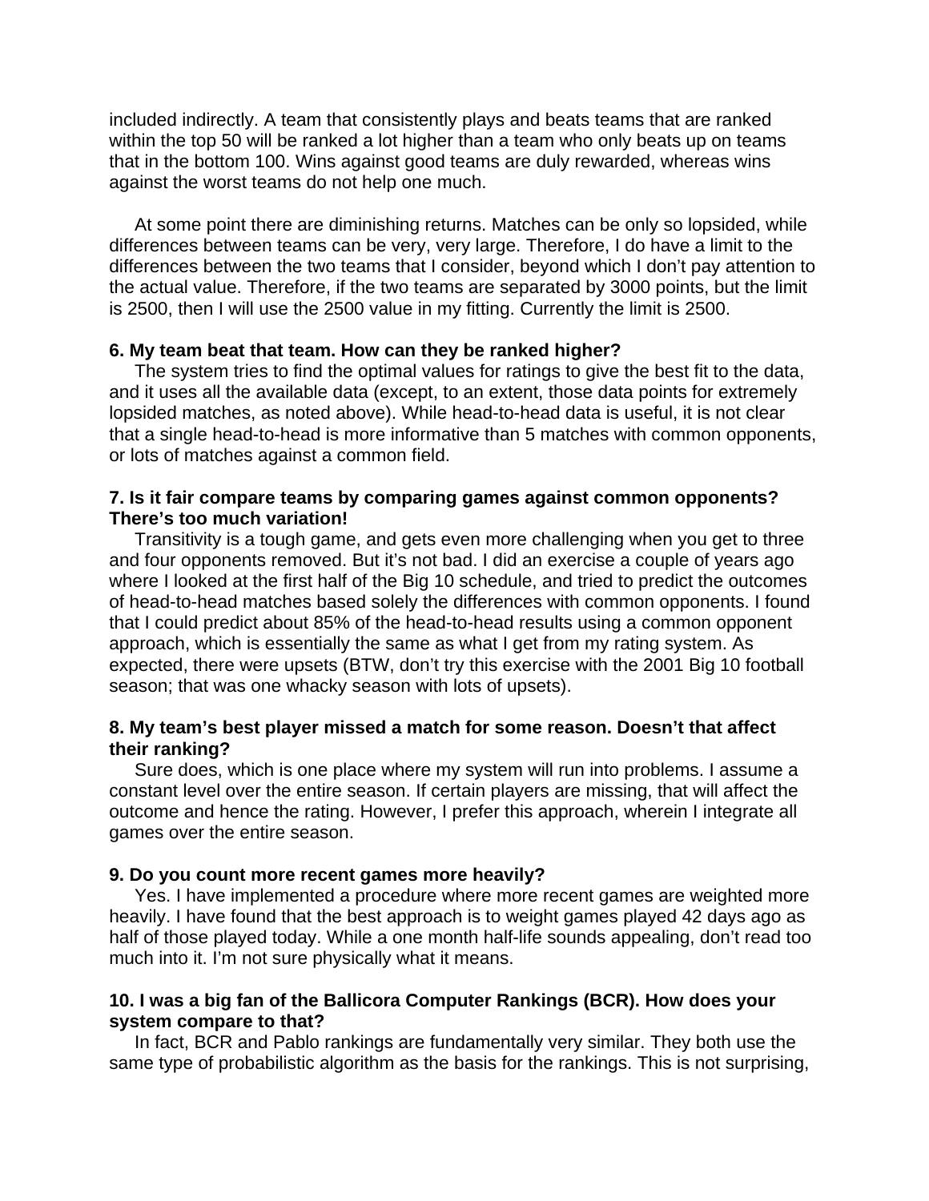included indirectly. A team that consistently plays and beats teams that are ranked within the top 50 will be ranked a lot higher than a team who only beats up on teams that in the bottom 100. Wins against good teams are duly rewarded, whereas wins against the worst teams do not help one much.

At some point there are diminishing returns. Matches can be only so lopsided, while differences between teams can be very, very large. Therefore, I do have a limit to the differences between the two teams that I consider, beyond which I don't pay attention to the actual value. Therefore, if the two teams are separated by 3000 points, but the limit is 2500, then I will use the 2500 value in my fitting. Currently the limit is 2500.

**6. My team beat that team. How can they be ranked higher?**

The system tries to find the optimal values for ratings to give the best fit to the data, and it uses all the available data (except, to an extent, those data points for extremely lopsided matches, as noted above). While head-to-head data is useful, it is not clear that a single head-to-head is more informative than 5 matches with common opponents, or lots of matches against a common field.

**7. Is it fair compare teams by comparing games against common opponents? There's too much variation!**

Transitivity is a tough game, and gets even more challenging when you get to three and four opponents removed. But it's not bad. I did an exercise a couple of years ago where I looked at the first half of the Big 10 schedule, and tried to predict the outcomes of head-to-head matches based solely the differences with common opponents. I found that I could predict about 85% of the head-to-head results using a common opponent approach, which is essentially the same as what I get from my rating system. As expected, there were upsets (BTW, don't try this exercise with the 2001 Big 10 football season; that was one whacky season with lots of upsets).

**8. My team's best player missed a match for some reason. Doesn't that affect their ranking?**

Sure does, which is one place where my system will run into problems. I assume a constant level over the entire season. If certain players are missing, that will affect the outcome and hence the rating. However, I prefer this approach, wherein I integrate all games over the entire season.

**9. Do you count more recent games more heavily?**

Yes. I have implemented a procedure where more recent games are weighted more heavily. I have found that the best approach is to weight games played 42 days ago as half of those played today. While a one month half-life sounds appealing, don't read too much into it. I'm not sure physically what it means.

**10. I was a big fan of the Ballicora Computer Rankings (BCR). How does your system compare to that?**

In fact, BCR and Pablo rankings are fundamentally very similar. They both use the same type of probabilistic algorithm as the basis for the rankings. This is not surprising,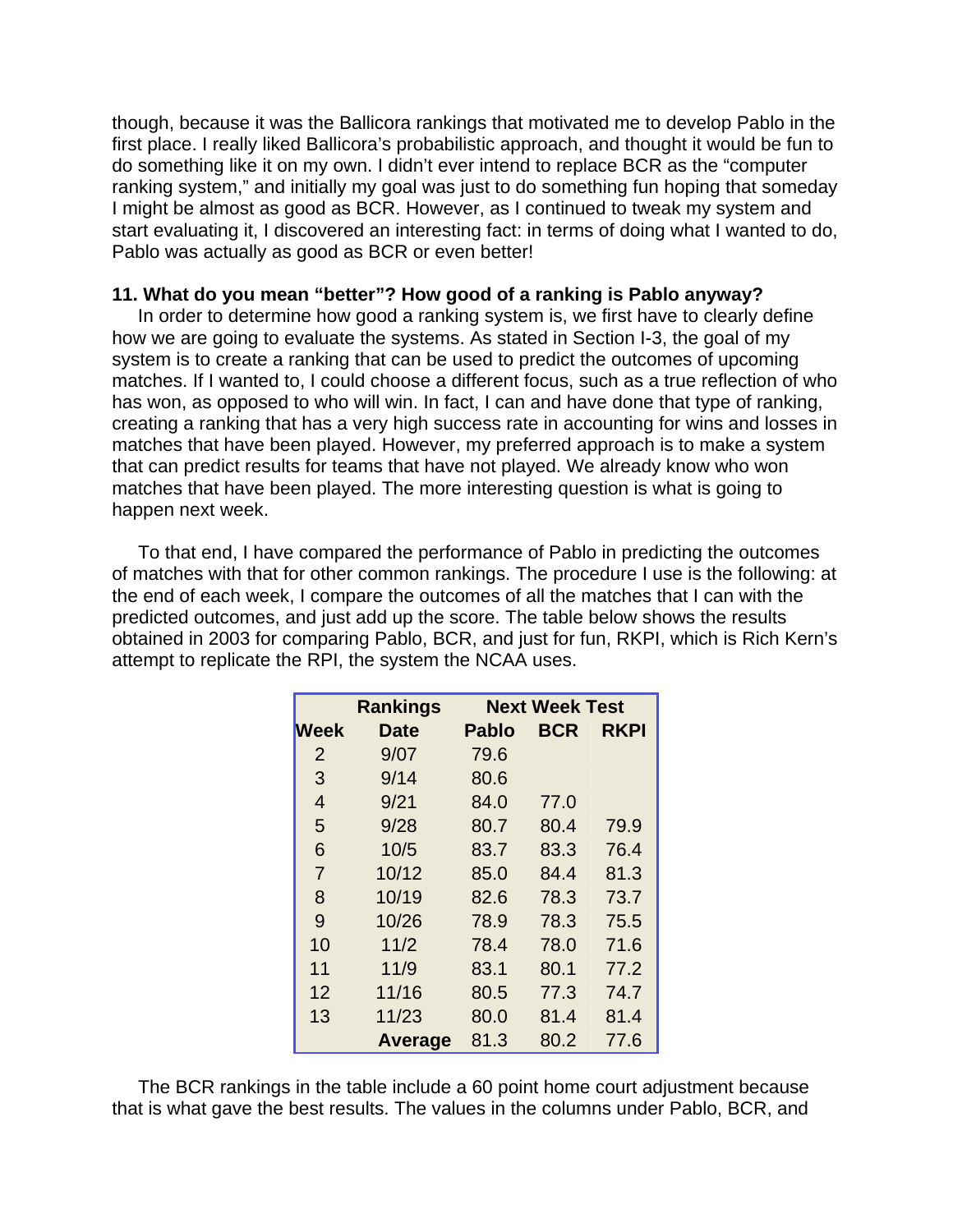though, because it was the Ballicora rankings that motivated me to develop Pablo in the first place. I really liked Ballicora's probabilistic approach, and thought it would be fun to do something like it on my own. I didn't ever intend to replace BCR as the "computer ranking system," and initially my goal was just to do something fun hoping that someday I might be almost as good as BCR. However, as I continued to tweak my system and start evaluating it, I discovered an interesting fact: in terms of doing what I wanted to do, Pablo was actually as good as BCR or even better!

**11. What do you mean "better"? How good of a ranking is Pablo anyway?**

In order to determine how good a ranking system is, we first have to clearly define how we are going to evaluate the systems. As stated in Section I-3, the goal of my system is to create a ranking that can be used to predict the outcomes of upcoming matches. If I wanted to, I could choose a different focus, such as a true reflection of who has won, as opposed to who will win. In fact, I can and have done that type of ranking, creating a ranking that has a very high success rate in accounting for wins and losses in matches that have been played. However, my preferred approach is to make a system that can predict results for teams that have not played. We already know who won matches that have been played. The more interesting question is what is going to happen next week.

To that end, I have compared the performance of Pablo in predicting the outcomes of matches with that for other common rankings. The procedure I use is the following: at the end of each week, I compare the outcomes of all the matches that I can with the predicted outcomes, and just add up the score. The table below shows the results obtained in 2003 for comparing Pablo, BCR, and just for fun, RKPI, which is Rich Kern's attempt to replicate the RPI, the system the NCAA uses.

| | Rankings | Next Week Test | | |
|---|---|---|---|---|
| **Week** | **Date** | **Pablo** | **BCR** | **RKPI** |
| 2 | 9/07 | 79.6 | | |
| 3 | 9/14 | 80.6 | | |
| 4 | 9/21 | 84.0 | 77.0 | |
| 5 | 9/28 | 80.7 | 80.4 | 79.9 |
| 6 | 10/5 | 83.7 | 83.3 | 76.4 |
| 7 | 10/12 | 85.0 | 84.4 | 81.3 |
| 8 | 10/19 | 82.6 | 78.3 | 73.7 |
| 9 | 10/26 | 78.9 | 78.3 | 75.5 |
| 10 | 11/2 | 78.4 | 78.0 | 71.6 |
| 11 | 11/9 | 83.1 | 80.1 | 77.2 |
| 12 | 11/16 | 80.5 | 77.3 | 74.7 |
| 13 | 11/23 | 80.0 | 81.4 | 81.4 |
| | **Average** | 81.3 | 80.2 | 77.6 |

The BCR rankings in the table include a 60 point home court adjustment because that is what gave the best results. The values in the columns under Pablo, BCR, and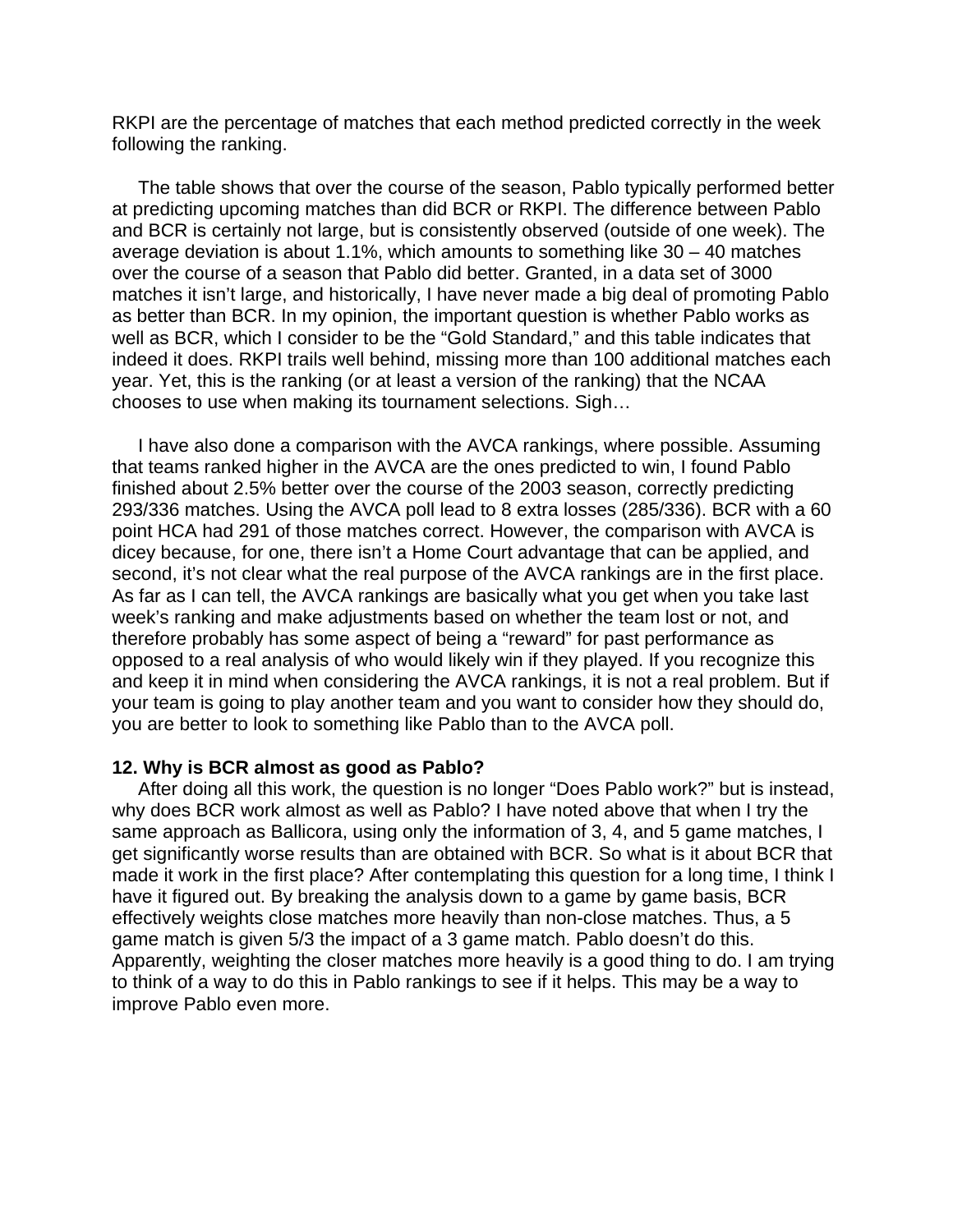RKPI are the percentage of matches that each method predicted correctly in the week following the ranking.

The table shows that over the course of the season, Pablo typically performed better at predicting upcoming matches than did BCR or RKPI. The difference between Pablo and BCR is certainly not large, but is consistently observed (outside of one week). The average deviation is about 1.1%, which amounts to something like 30 – 40 matches over the course of a season that Pablo did better. Granted, in a data set of 3000 matches it isn't large, and historically, I have never made a big deal of promoting Pablo as better than BCR. In my opinion, the important question is whether Pablo works as well as BCR, which I consider to be the "Gold Standard," and this table indicates that indeed it does. RKPI trails well behind, missing more than 100 additional matches each year. Yet, this is the ranking (or at least a version of the ranking) that the NCAA chooses to use when making its tournament selections. Sigh…

I have also done a comparison with the AVCA rankings, where possible. Assuming that teams ranked higher in the AVCA are the ones predicted to win, I found Pablo finished about 2.5% better over the course of the 2003 season, correctly predicting 293/336 matches. Using the AVCA poll lead to 8 extra losses (285/336). BCR with a 60 point HCA had 291 of those matches correct. However, the comparison with AVCA is dicey because, for one, there isn't a Home Court advantage that can be applied, and second, it's not clear what the real purpose of the AVCA rankings are in the first place. As far as I can tell, the AVCA rankings are basically what you get when you take last week's ranking and make adjustments based on whether the team lost or not, and therefore probably has some aspect of being a "reward" for past performance as opposed to a real analysis of who would likely win if they played. If you recognize this and keep it in mind when considering the AVCA rankings, it is not a real problem. But if your team is going to play another team and you want to consider how they should do, you are better to look to something like Pablo than to the AVCA poll.

**12. Why is BCR almost as good as Pablo?**

After doing all this work, the question is no longer "Does Pablo work?" but is instead, why does BCR work almost as well as Pablo? I have noted above that when I try the same approach as Ballicora, using only the information of 3, 4, and 5 game matches, I get significantly worse results than are obtained with BCR. So what is it about BCR that made it work in the first place? After contemplating this question for a long time, I think I have it figured out. By breaking the analysis down to a game by game basis, BCR effectively weights close matches more heavily than non-close matches. Thus, a 5 game match is given 5/3 the impact of a 3 game match. Pablo doesn't do this. Apparently, weighting the closer matches more heavily is a good thing to do. I am trying to think of a way to do this in Pablo rankings to see if it helps. This may be a way to improve Pablo even more.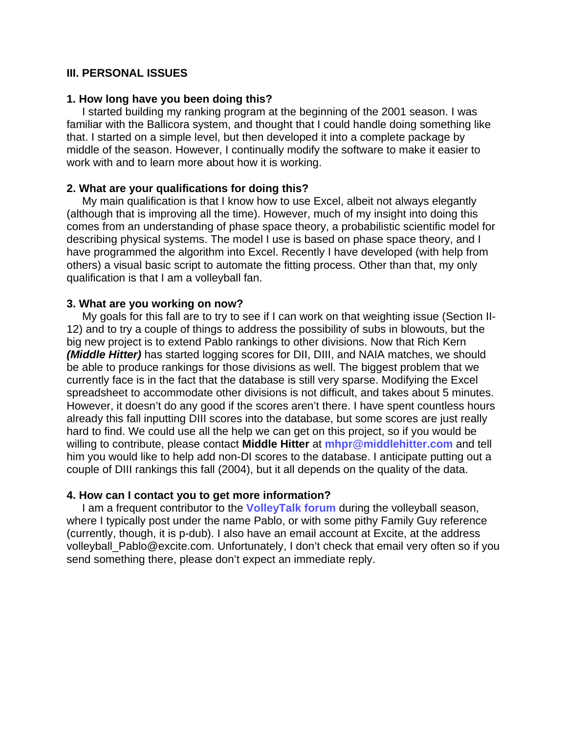## III. PERSONAL ISSUES

### 1. How long have you been doing this?

I started building my ranking program at the beginning of the 2001 season. I was familiar with the Ballicora system, and thought that I could handle doing something like that. I started on a simple level, but then developed it into a complete package by middle of the season. However, I continually modify the software to make it easier to work with and to learn more about how it is working.

### 2. What are your qualifications for doing this?

My main qualification is that I know how to use Excel, albeit not always elegantly (although that is improving all the time). However, much of my insight into doing this comes from an understanding of phase space theory, a probabilistic scientific model for describing physical systems. The model I use is based on phase space theory, and I have programmed the algorithm into Excel. Recently I have developed (with help from others) a visual basic script to automate the fitting process. Other than that, my only qualification is that I am a volleyball fan.

### 3. What are you working on now?

My goals for this fall are to try to see if I can work on that weighting issue (Section II-12) and to try a couple of things to address the possibility of subs in blowouts, but the big new project is to extend Pablo rankings to other divisions. Now that Rich Kern ***(Middle Hitter)*** has started logging scores for DII, DIII, and NAIA matches, we should be able to produce rankings for those divisions as well. The biggest problem that we currently face is in the fact that the database is still very sparse. Modifying the Excel spreadsheet to accommodate other divisions is not difficult, and takes about 5 minutes. However, it doesn't do any good if the scores aren't there. I have spent countless hours already this fall inputting DIII scores into the database, but some scores are just really hard to find. We could use all the help we can get on this project, so if you would be willing to contribute, please contact **Middle Hitter** at **mhpr@middlehitter.com** and tell him you would like to help add non-DI scores to the database. I anticipate putting out a couple of DIII rankings this fall (2004), but it all depends on the quality of the data.

### 4. How can I contact you to get more information?

I am a frequent contributor to the **VolleyTalk forum** during the volleyball season, where I typically post under the name Pablo, or with some pithy Family Guy reference (currently, though, it is p-dub). I also have an email account at Excite, at the address volleyball_Pablo@excite.com. Unfortunately, I don't check that email very often so if you send something there, please don't expect an immediate reply.